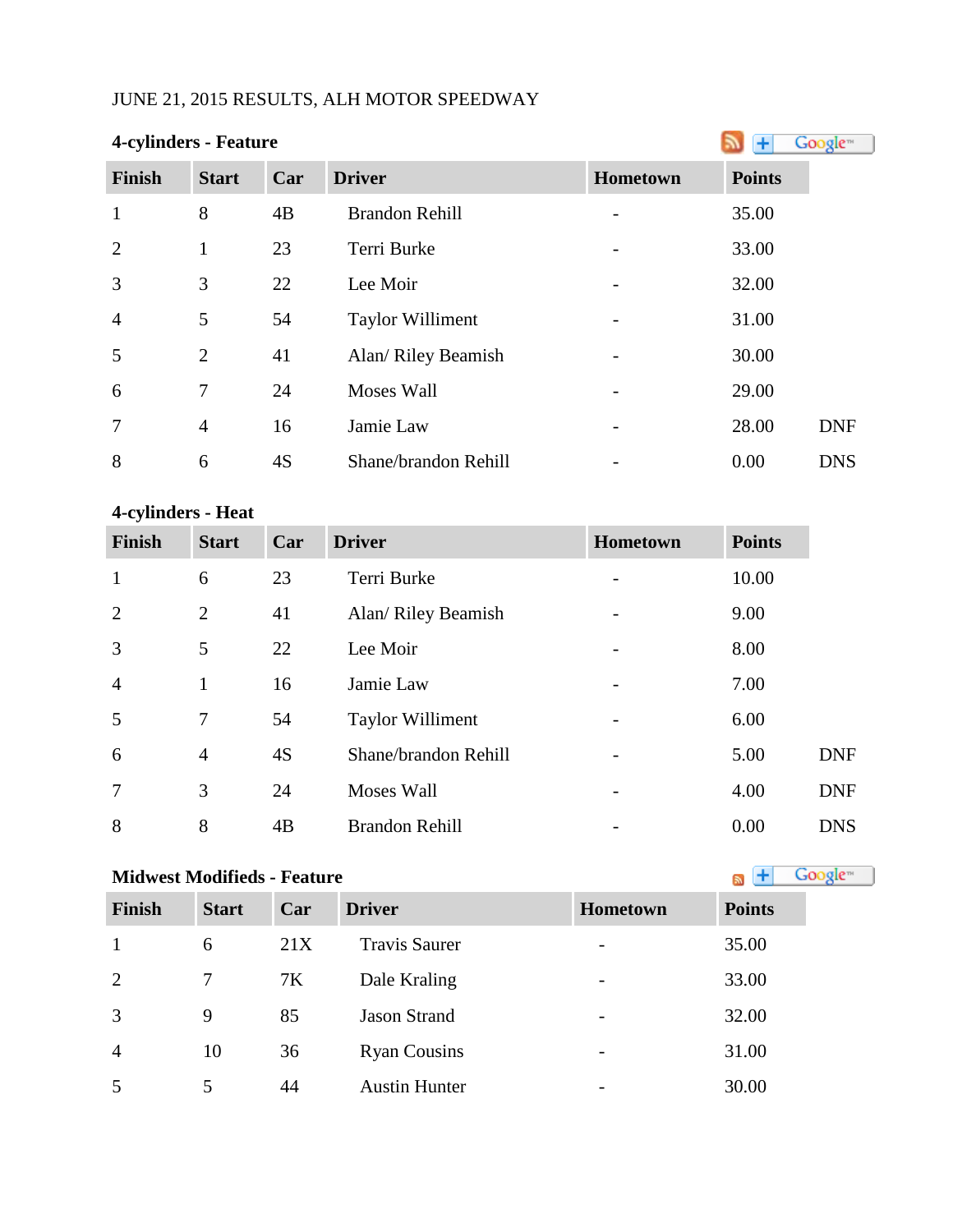JUNE 21, 2015 RESULTS, ALH MOTOR SPEEDWAY

**4-cylinders - Feature**

| Finish | Start | Car | Driver | Hometown | Points | |
|---|---|---|---|---|---|---|
| 1 | 8 | 4B | Brandon Rehill | - | 35.00 | |
| 2 | 1 | 23 | Terri Burke | - | 33.00 | |
| 3 | 3 | 22 | Lee Moir | - | 32.00 | |
| 4 | 5 | 54 | Taylor Williment | - | 31.00 | |
| 5 | 2 | 41 | Alan/ Riley Beamish | - | 30.00 | |
| 6 | 7 | 24 | Moses Wall | - | 29.00 | |
| 7 | 4 | 16 | Jamie Law | - | 28.00 | DNF |
| 8 | 6 | 4S | Shane/brandon Rehill | - | 0.00 | DNS |

**4-cylinders - Heat**

| Finish | Start | Car | Driver | Hometown | Points | |
|---|---|---|---|---|---|---|
| 1 | 6 | 23 | Terri Burke | - | 10.00 | |
| 2 | 2 | 41 | Alan/ Riley Beamish | - | 9.00 | |
| 3 | 5 | 22 | Lee Moir | - | 8.00 | |
| 4 | 1 | 16 | Jamie Law | - | 7.00 | |
| 5 | 7 | 54 | Taylor Williment | - | 6.00 | |
| 6 | 4 | 4S | Shane/brandon Rehill | - | 5.00 | DNF |
| 7 | 3 | 24 | Moses Wall | - | 4.00 | DNF |
| 8 | 8 | 4B | Brandon Rehill | - | 0.00 | DNS |

**Midwest Modifieds - Feature**

| Finish | Start | Car | Driver | Hometown | Points |
|---|---|---|---|---|---|
| 1 | 6 | 21X | Travis Saurer | - | 35.00 |
| 2 | 7 | 7K | Dale Kraling | - | 33.00 |
| 3 | 9 | 85 | Jason Strand | - | 32.00 |
| 4 | 10 | 36 | Ryan Cousins | - | 31.00 |
| 5 | 5 | 44 | Austin Hunter | - | 30.00 |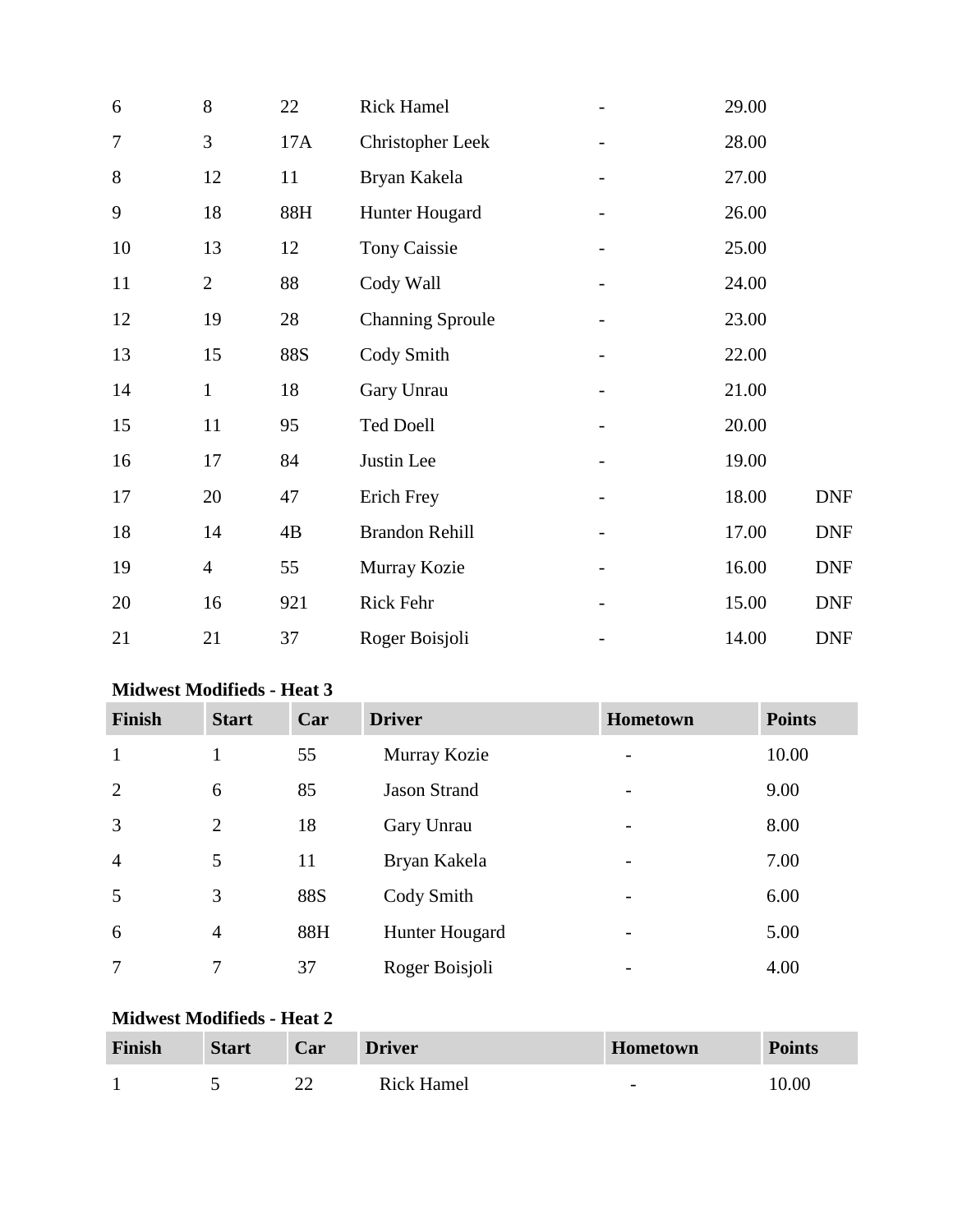| | | | | | | |
|---|---|---|---|---|---|---|
| 6 | 8 | 22 | Rick Hamel | - | 29.00 | |
| 7 | 3 | 17A | Christopher Leek | - | 28.00 | |
| 8 | 12 | 11 | Bryan Kakela | - | 27.00 | |
| 9 | 18 | 88H | Hunter Hougard | - | 26.00 | |
| 10 | 13 | 12 | Tony Caissie | - | 25.00 | |
| 11 | 2 | 88 | Cody Wall | - | 24.00 | |
| 12 | 19 | 28 | Channing Sproule | - | 23.00 | |
| 13 | 15 | 88S | Cody Smith | - | 22.00 | |
| 14 | 1 | 18 | Gary Unrau | - | 21.00 | |
| 15 | 11 | 95 | Ted Doell | - | 20.00 | |
| 16 | 17 | 84 | Justin Lee | - | 19.00 | |
| 17 | 20 | 47 | Erich Frey | - | 18.00 | DNF |
| 18 | 14 | 4B | Brandon Rehill | - | 17.00 | DNF |
| 19 | 4 | 55 | Murray Kozie | - | 16.00 | DNF |
| 20 | 16 | 921 | Rick Fehr | - | 15.00 | DNF |
| 21 | 21 | 37 | Roger Boisjoli | - | 14.00 | DNF |

**Midwest Modifieds - Heat 3**

| Finish | Start | Car | Driver | Hometown | Points |
|---|---|---|---|---|---|
| 1 | 1 | 55 | Murray Kozie | - | 10.00 |
| 2 | 6 | 85 | Jason Strand | - | 9.00 |
| 3 | 2 | 18 | Gary Unrau | - | 8.00 |
| 4 | 5 | 11 | Bryan Kakela | - | 7.00 |
| 5 | 3 | 88S | Cody Smith | - | 6.00 |
| 6 | 4 | 88H | Hunter Hougard | - | 5.00 |
| 7 | 7 | 37 | Roger Boisjoli | - | 4.00 |

**Midwest Modifieds - Heat 2**

| Finish | Start | Car | Driver | Hometown | Points |
|---|---|---|---|---|---|
| 1 | 5 | 22 | Rick Hamel | - | 10.00 |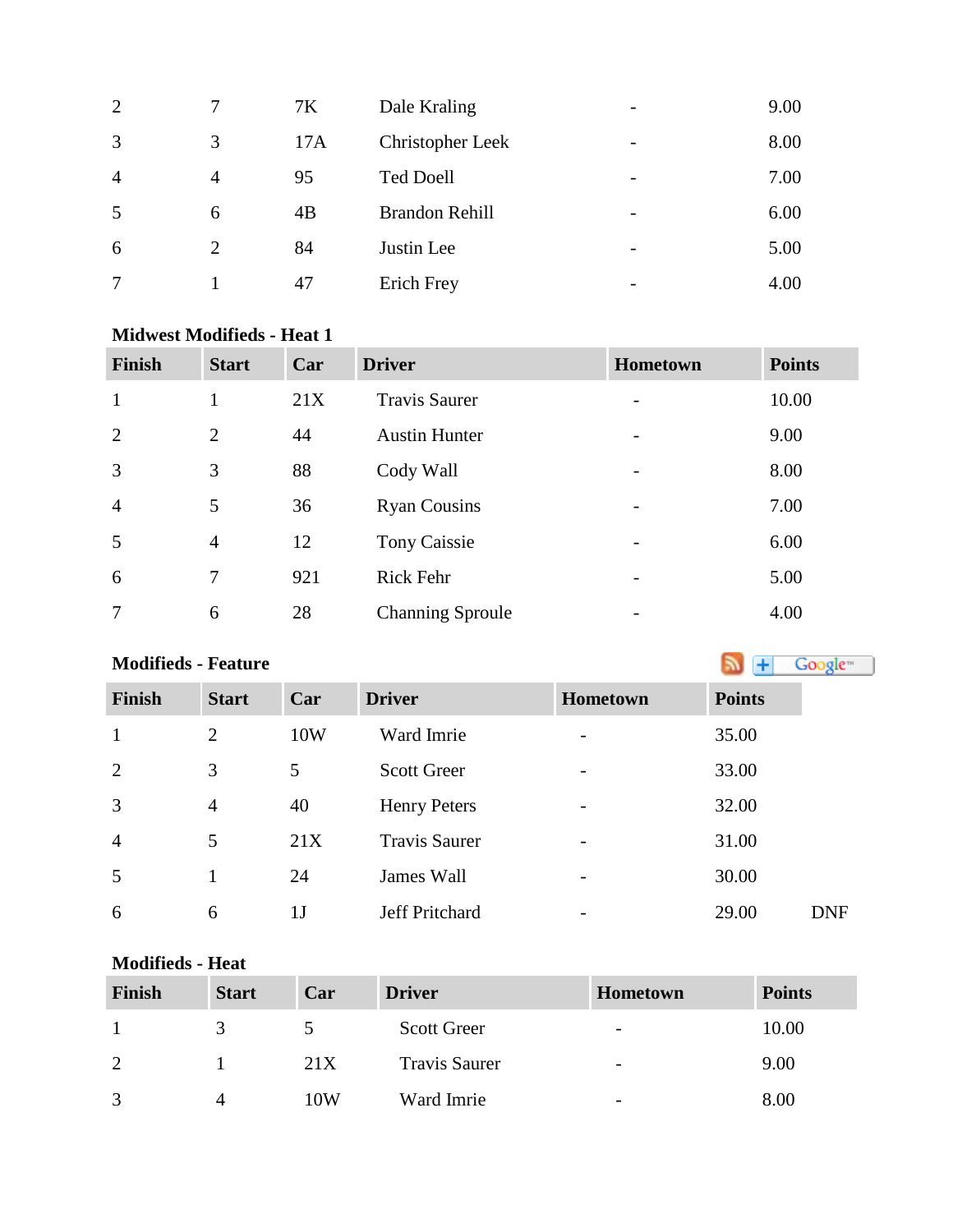| | | | | | |
|---|---|---|---|---|---|
| 2 | 7 | 7K | Dale Kraling | - | 9.00 |
| 3 | 3 | 17A | Christopher Leek | - | 8.00 |
| 4 | 4 | 95 | Ted Doell | - | 7.00 |
| 5 | 6 | 4B | Brandon Rehill | - | 6.00 |
| 6 | 2 | 84 | Justin Lee | - | 5.00 |
| 7 | 1 | 47 | Erich Frey | - | 4.00 |

**Midwest Modifieds - Heat 1**

| Finish | Start | Car | Driver | Hometown | Points |
|---|---|---|---|---|---|
| 1 | 1 | 21X | Travis Saurer | - | 10.00 |
| 2 | 2 | 44 | Austin Hunter | - | 9.00 |
| 3 | 3 | 88 | Cody Wall | - | 8.00 |
| 4 | 5 | 36 | Ryan Cousins | - | 7.00 |
| 5 | 4 | 12 | Tony Caissie | - | 6.00 |
| 6 | 7 | 921 | Rick Fehr | - | 5.00 |
| 7 | 6 | 28 | Channing Sproule | - | 4.00 |

**Modifieds - Feature**

| Finish | Start | Car | Driver | Hometown | Points | |
|---|---|---|---|---|---|---|
| 1 | 2 | 10W | Ward Imrie | - | 35.00 | |
| 2 | 3 | 5 | Scott Greer | - | 33.00 | |
| 3 | 4 | 40 | Henry Peters | - | 32.00 | |
| 4 | 5 | 21X | Travis Saurer | - | 31.00 | |
| 5 | 1 | 24 | James Wall | - | 30.00 | |
| 6 | 6 | 1J | Jeff Pritchard | - | 29.00 | DNF |

**Modifieds - Heat**

| Finish | Start | Car | Driver | Hometown | Points |
|---|---|---|---|---|---|
| 1 | 3 | 5 | Scott Greer | - | 10.00 |
| 2 | 1 | 21X | Travis Saurer | - | 9.00 |
| 3 | 4 | 10W | Ward Imrie | - | 8.00 |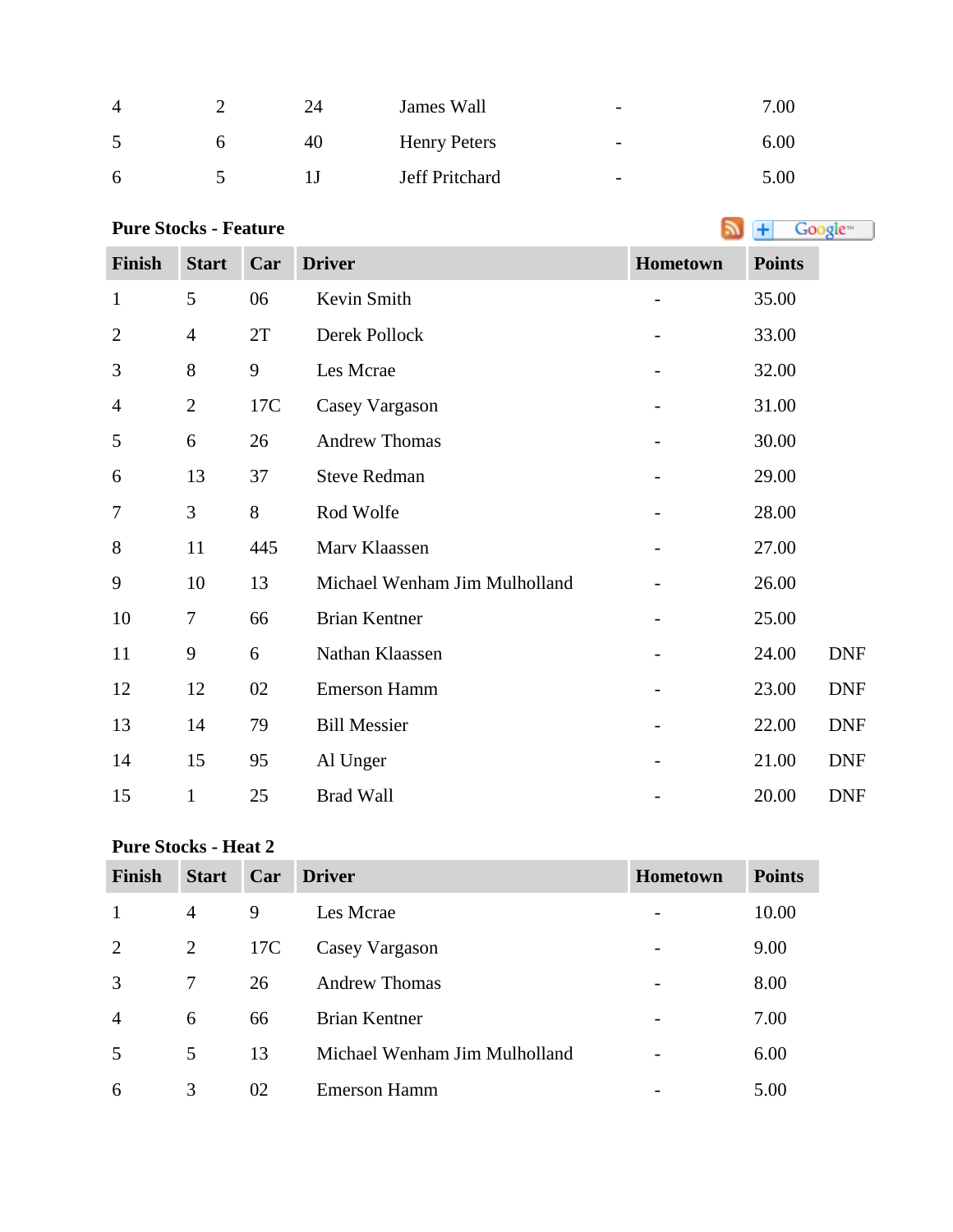| | | | | | |
|---|---|---|---|---|---|
| 4 | 2 | 24 | James Wall | - | 7.00 |
| 5 | 6 | 40 | Henry Peters | - | 6.00 |
| 6 | 5 | 1J | Jeff Pritchard | - | 5.00 |

**Pure Stocks - Feature**

| Finish | Start | Car | Driver | Hometown | Points | |
|---|---|---|---|---|---|---|
| 1 | 5 | 06 | Kevin Smith | - | 35.00 | |
| 2 | 4 | 2T | Derek Pollock | - | 33.00 | |
| 3 | 8 | 9 | Les Mcrae | - | 32.00 | |
| 4 | 2 | 17C | Casey Vargason | - | 31.00 | |
| 5 | 6 | 26 | Andrew Thomas | - | 30.00 | |
| 6 | 13 | 37 | Steve Redman | - | 29.00 | |
| 7 | 3 | 8 | Rod Wolfe | - | 28.00 | |
| 8 | 11 | 445 | Marv Klaassen | - | 27.00 | |
| 9 | 10 | 13 | Michael Wenham Jim Mulholland | - | 26.00 | |
| 10 | 7 | 66 | Brian Kentner | - | 25.00 | |
| 11 | 9 | 6 | Nathan Klaassen | - | 24.00 | DNF |
| 12 | 12 | 02 | Emerson Hamm | - | 23.00 | DNF |
| 13 | 14 | 79 | Bill Messier | - | 22.00 | DNF |
| 14 | 15 | 95 | Al Unger | - | 21.00 | DNF |
| 15 | 1 | 25 | Brad Wall | - | 20.00 | DNF |

**Pure Stocks - Heat 2**

| Finish | Start | Car | Driver | Hometown | Points |
|---|---|---|---|---|---|
| 1 | 4 | 9 | Les Mcrae | - | 10.00 |
| 2 | 2 | 17C | Casey Vargason | - | 9.00 |
| 3 | 7 | 26 | Andrew Thomas | - | 8.00 |
| 4 | 6 | 66 | Brian Kentner | - | 7.00 |
| 5 | 5 | 13 | Michael Wenham Jim Mulholland | - | 6.00 |
| 6 | 3 | 02 | Emerson Hamm | - | 5.00 |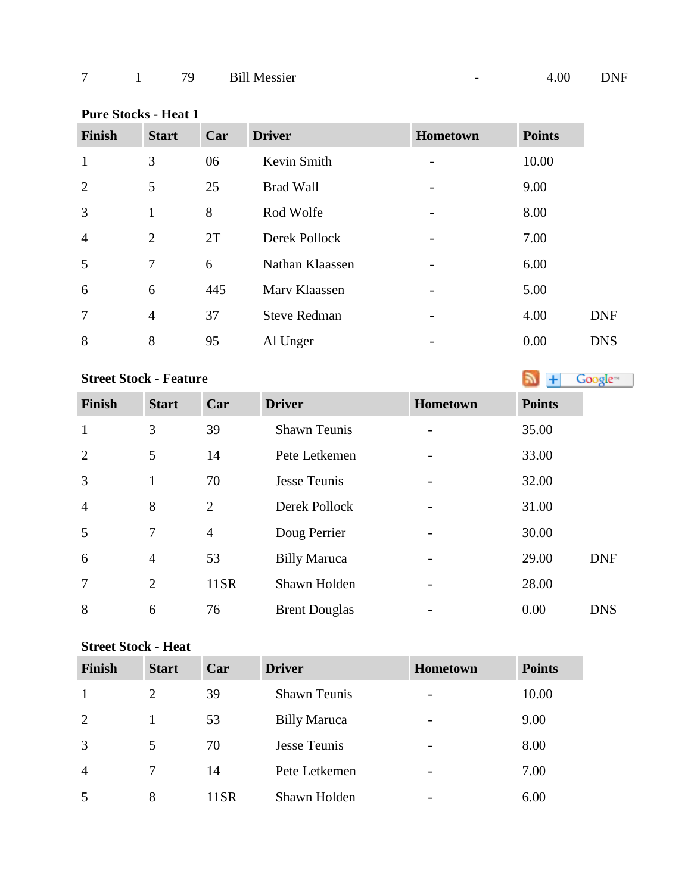| 7 | 1 | 79 | Bill Messier | - | 4.00 | DNF |
|---|---|---|---|---|---|---|

**Pure Stocks - Heat 1**

| Finish | Start | Car | Driver | Hometown | Points | |
|---|---|---|---|---|---|---|
| 1 | 3 | 06 | Kevin Smith | - | 10.00 | |
| 2 | 5 | 25 | Brad Wall | - | 9.00 | |
| 3 | 1 | 8 | Rod Wolfe | - | 8.00 | |
| 4 | 2 | 2T | Derek Pollock | - | 7.00 | |
| 5 | 7 | 6 | Nathan Klaassen | - | 6.00 | |
| 6 | 6 | 445 | Marv Klaassen | - | 5.00 | |
| 7 | 4 | 37 | Steve Redman | - | 4.00 | DNF |
| 8 | 8 | 95 | Al Unger | - | 0.00 | DNS |

**Street Stock - Feature**

| Finish | Start | Car | Driver | Hometown | Points | |
|---|---|---|---|---|---|---|
| 1 | 3 | 39 | Shawn Teunis | - | 35.00 | |
| 2 | 5 | 14 | Pete Letkemen | - | 33.00 | |
| 3 | 1 | 70 | Jesse Teunis | - | 32.00 | |
| 4 | 8 | 2 | Derek Pollock | - | 31.00 | |
| 5 | 7 | 4 | Doug Perrier | - | 30.00 | |
| 6 | 4 | 53 | Billy Maruca | - | 29.00 | DNF |
| 7 | 2 | 11SR | Shawn Holden | - | 28.00 | |
| 8 | 6 | 76 | Brent Douglas | - | 0.00 | DNS |

**Street Stock - Heat**

| Finish | Start | Car | Driver | Hometown | Points |
|---|---|---|---|---|---|
| 1 | 2 | 39 | Shawn Teunis | - | 10.00 |
| 2 | 1 | 53 | Billy Maruca | - | 9.00 |
| 3 | 5 | 70 | Jesse Teunis | - | 8.00 |
| 4 | 7 | 14 | Pete Letkemen | - | 7.00 |
| 5 | 8 | 11SR | Shawn Holden | - | 6.00 |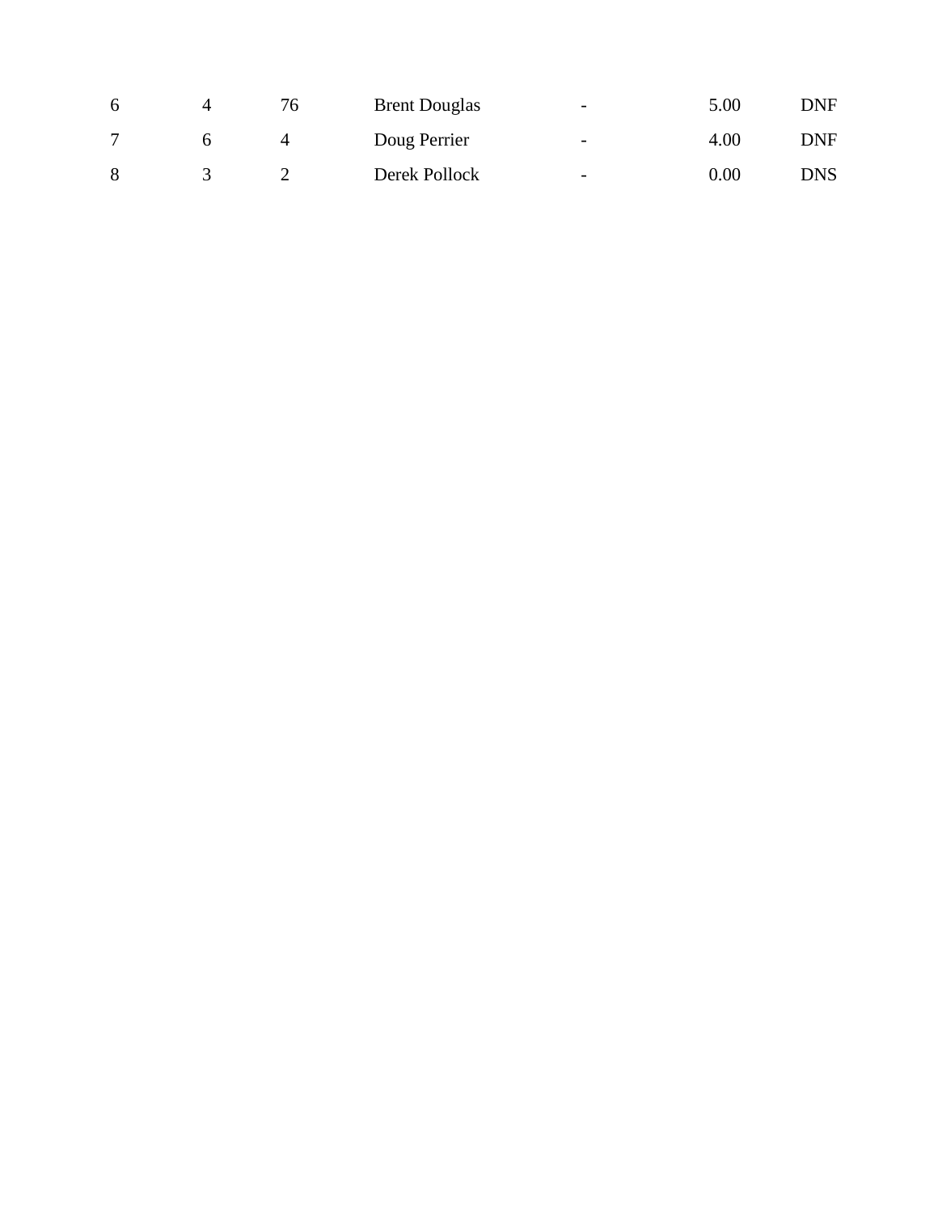| | | | | | | |
|---|---|---|---|---|---|---|
| 6 | 4 | 76 | Brent Douglas | - | 5.00 | DNF |
| 7 | 6 | 4 | Doug Perrier | - | 4.00 | DNF |
| 8 | 3 | 2 | Derek Pollock | - | 0.00 | DNS |